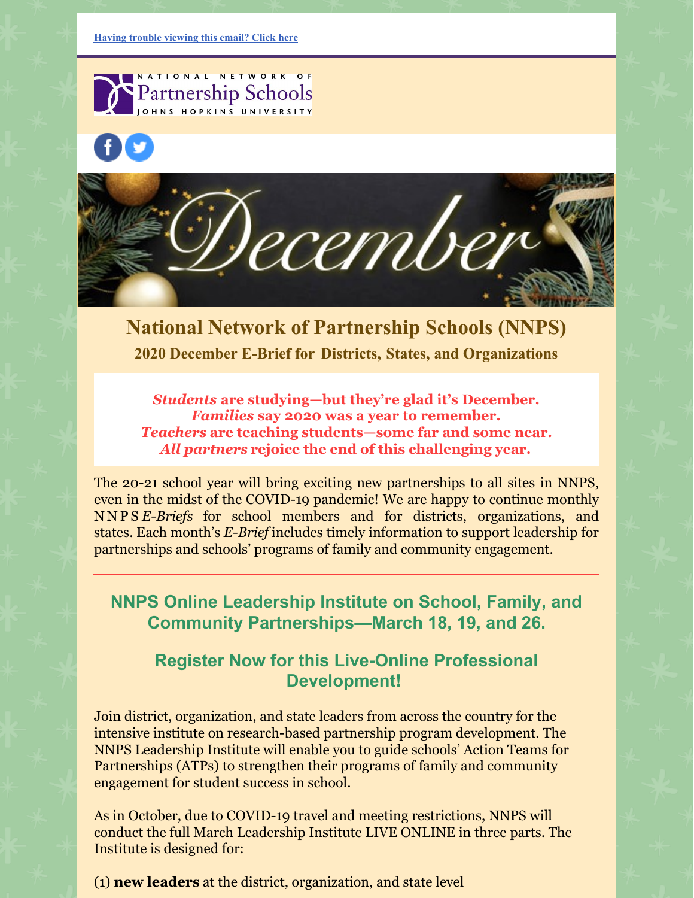[Having trouble viewing this email? Click here]

NATIONAL NETWORK OF Partnership Schools JOHNS HOPKINS UNIVERSITY

December

# National Network of Partnership Schools (NNPS)

## 2020 December E-Brief for Districts, States, and Organizations

***Students*** **are studying—but they're glad it's December.**
***Families*** **say 2020 was a year to remember.**
***Teachers*** **are teaching students—some far and some near.**
***All partners*** **rejoice the end of this challenging year.**

The 20-21 school year will bring exciting new partnerships to all sites in NNPS, even in the midst of the COVID-19 pandemic! We are happy to continue monthly NNPS *E-Briefs* for school members and for districts, organizations, and states. Each month's *E-Brief* includes timely information to support leadership for partnerships and schools' programs of family and community engagement.

---

## NNPS Online Leadership Institute on School, Family, and Community Partnerships—March 18, 19, and 26.

### Register Now for this Live-Online Professional Development!

Join district, organization, and state leaders from across the country for the intensive institute on research-based partnership program development. The NNPS Leadership Institute will enable you to guide schools' Action Teams for Partnerships (ATPs) to strengthen their programs of family and community engagement for student success in school.

As in October, due to COVID-19 travel and meeting restrictions, NNPS will conduct the full March Leadership Institute LIVE ONLINE in three parts. The Institute is designed for:

(1) **new leaders** at the district, organization, and state level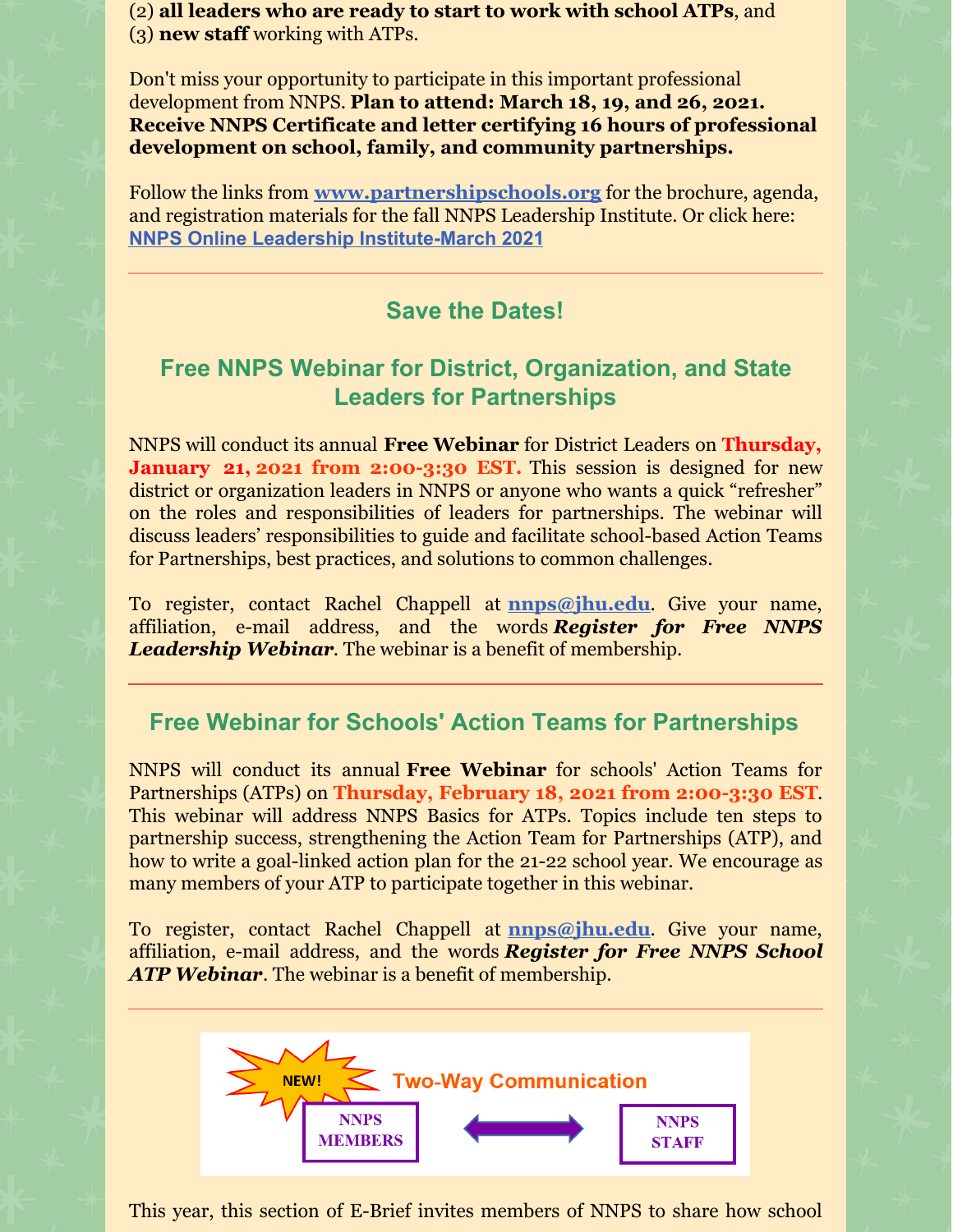(2) **all leaders who are ready to start to work with school ATPs**, and
(3) **new staff** working with ATPs.

Don't miss your opportunity to participate in this important professional development from NNPS. **Plan to attend: March 18, 19, and 26, 2021. Receive NNPS Certificate and letter certifying 16 hours of professional development on school, family, and community partnerships.**

Follow the links from **www.partnershipschools.org** for the brochure, agenda, and registration materials for the fall NNPS Leadership Institute. Or click here: **NNPS Online Leadership Institute-March 2021**

---

## Save the Dates!

## Free NNPS Webinar for District, Organization, and State Leaders for Partnerships

NNPS will conduct its annual **Free Webinar** for District Leaders on **Thursday, January 21, 2021 from 2:00-3:30 EST.** This session is designed for new district or organization leaders in NNPS or anyone who wants a quick "refresher" on the roles and responsibilities of leaders for partnerships. The webinar will discuss leaders' responsibilities to guide and facilitate school-based Action Teams for Partnerships, best practices, and solutions to common challenges.

To register, contact Rachel Chappell at **nnps@jhu.edu**. Give your name, affiliation, e-mail address, and the words ***Register for Free NNPS Leadership Webinar***. The webinar is a benefit of membership.

---

## Free Webinar for Schools' Action Teams for Partnerships

NNPS will conduct its annual **Free Webinar** for schools' Action Teams for Partnerships (ATPs) on **Thursday, February 18, 2021 from 2:00-3:30 EST**. This webinar will address NNPS Basics for ATPs. Topics include ten steps to partnership success, strengthening the Action Team for Partnerships (ATP), and how to write a goal-linked action plan for the 21-22 school year. We encourage as many members of your ATP to participate together in this webinar.

To register, contact Rachel Chappell at **nnps@jhu.edu**. Give your name, affiliation, e-mail address, and the words ***Register for Free NNPS School ATP Webinar***. The webinar is a benefit of membership.

---

NEW! **Two-Way Communication**

NNPS MEMBERS ↔ NNPS STAFF

This year, this section of E-Brief invites members of NNPS to share how school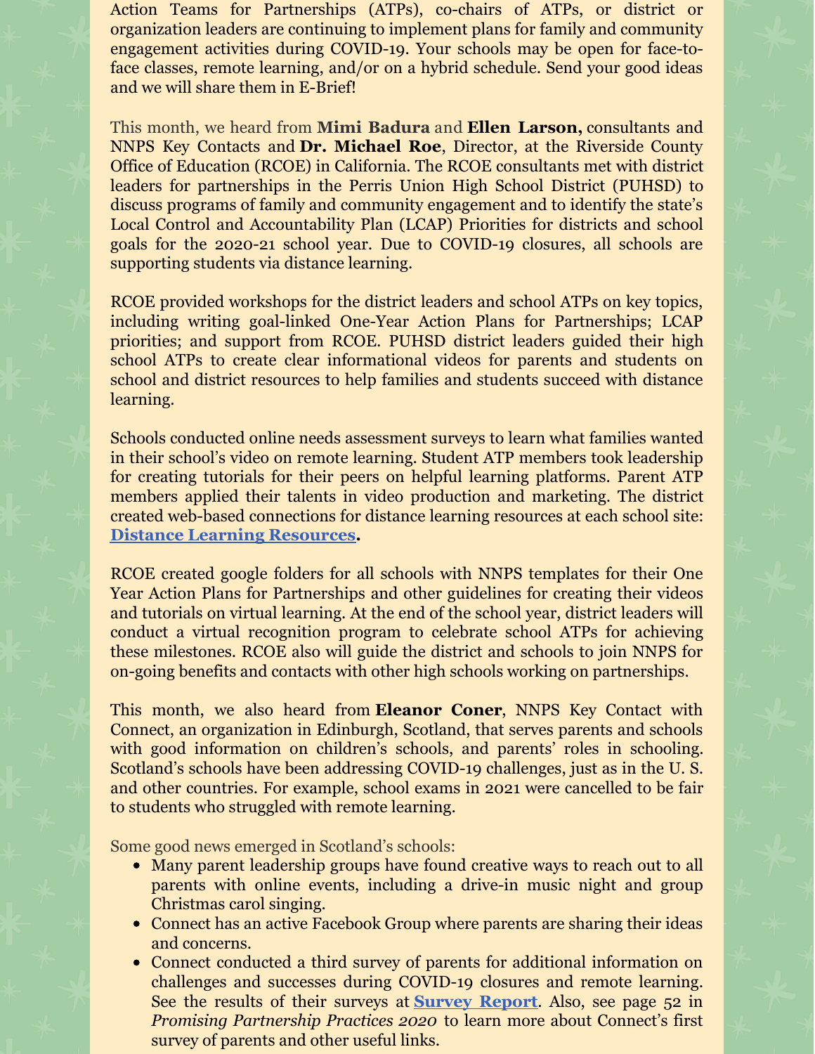Action Teams for Partnerships (ATPs), co-chairs of ATPs, or district or organization leaders are continuing to implement plans for family and community engagement activities during COVID-19. Your schools may be open for face-to-face classes, remote learning, and/or on a hybrid schedule. Send your good ideas and we will share them in E-Brief!

This month, we heard from **Mimi Badura** and **Ellen Larson,** consultants and NNPS Key Contacts and **Dr. Michael Roe**, Director, at the Riverside County Office of Education (RCOE) in California. The RCOE consultants met with district leaders for partnerships in the Perris Union High School District (PUHSD) to discuss programs of family and community engagement and to identify the state's Local Control and Accountability Plan (LCAP) Priorities for districts and school goals for the 2020-21 school year. Due to COVID-19 closures, all schools are supporting students via distance learning.

RCOE provided workshops for the district leaders and school ATPs on key topics, including writing goal-linked One-Year Action Plans for Partnerships; LCAP priorities; and support from RCOE. PUHSD district leaders guided their high school ATPs to create clear informational videos for parents and students on school and district resources to help families and students succeed with distance learning.

Schools conducted online needs assessment surveys to learn what families wanted in their school's video on remote learning. Student ATP members took leadership for creating tutorials for their peers on helpful learning platforms. Parent ATP members applied their talents in video production and marketing. The district created web-based connections for distance learning resources at each school site: **Distance Learning Resources.**

RCOE created google folders for all schools with NNPS templates for their One Year Action Plans for Partnerships and other guidelines for creating their videos and tutorials on virtual learning. At the end of the school year, district leaders will conduct a virtual recognition program to celebrate school ATPs for achieving these milestones. RCOE also will guide the district and schools to join NNPS for on-going benefits and contacts with other high schools working on partnerships.

This month, we also heard from **Eleanor Coner**, NNPS Key Contact with Connect, an organization in Edinburgh, Scotland, that serves parents and schools with good information on children's schools, and parents' roles in schooling. Scotland's schools have been addressing COVID-19 challenges, just as in the U. S. and other countries. For example, school exams in 2021 were cancelled to be fair to students who struggled with remote learning.

Some good news emerged in Scotland's schools:

- Many parent leadership groups have found creative ways to reach out to all parents with online events, including a drive-in music night and group Christmas carol singing.
- Connect has an active Facebook Group where parents are sharing their ideas and concerns.
- Connect conducted a third survey of parents for additional information on challenges and successes during COVID-19 closures and remote learning. See the results of their surveys at **Survey Report**. Also, see page 52 in *Promising Partnership Practices 2020* to learn more about Connect's first survey of parents and other useful links.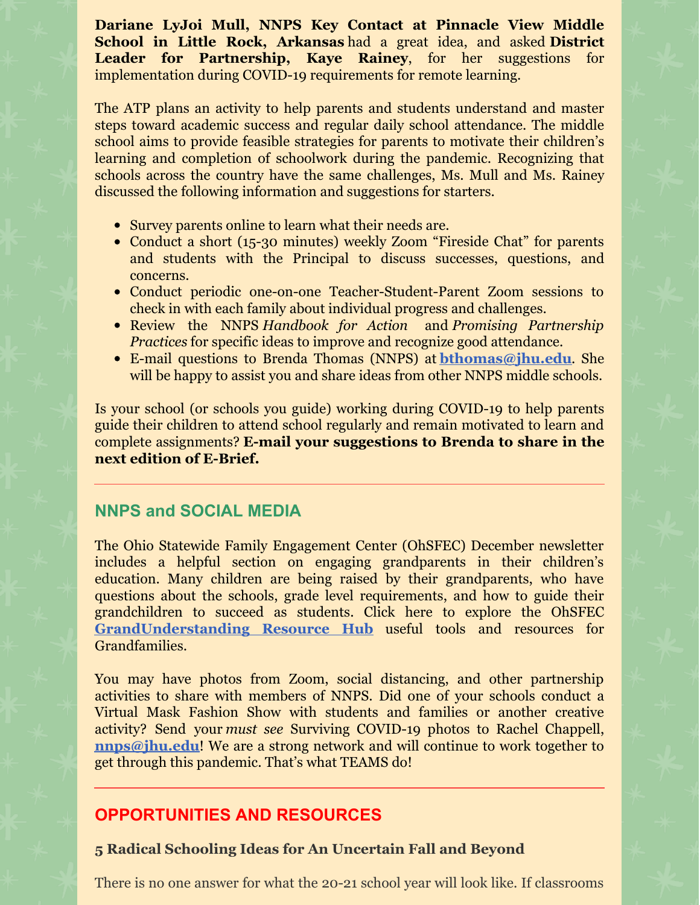**Dariane LyJoi Mull, NNPS Key Contact at Pinnacle View Middle School in Little Rock, Arkansas** had a great idea, and asked **District Leader for Partnership, Kaye Rainey**, for her suggestions for implementation during COVID-19 requirements for remote learning.

The ATP plans an activity to help parents and students understand and master steps toward academic success and regular daily school attendance. The middle school aims to provide feasible strategies for parents to motivate their children's learning and completion of schoolwork during the pandemic. Recognizing that schools across the country have the same challenges, Ms. Mull and Ms. Rainey discussed the following information and suggestions for starters.

- Survey parents online to learn what their needs are.
- Conduct a short (15-30 minutes) weekly Zoom "Fireside Chat" for parents and students with the Principal to discuss successes, questions, and concerns.
- Conduct periodic one-on-one Teacher-Student-Parent Zoom sessions to check in with each family about individual progress and challenges.
- Review the NNPS *Handbook for Action* and *Promising Partnership Practices* for specific ideas to improve and recognize good attendance.
- E-mail questions to Brenda Thomas (NNPS) at **bthomas@jhu.edu**. She will be happy to assist you and share ideas from other NNPS middle schools.

Is your school (or schools you guide) working during COVID-19 to help parents guide their children to attend school regularly and remain motivated to learn and complete assignments? **E-mail your suggestions to Brenda to share in the next edition of E-Brief.**

## NNPS and SOCIAL MEDIA

The Ohio Statewide Family Engagement Center (OhSFEC) December newsletter includes a helpful section on engaging grandparents in their children's education. Many children are being raised by their grandparents, who have questions about the schools, grade level requirements, and how to guide their grandchildren to succeed as students. Click here to explore the OhSFEC **GrandUnderstanding Resource Hub** useful tools and resources for Grandfamilies.

You may have photos from Zoom, social distancing, and other partnership activities to share with members of NNPS. Did one of your schools conduct a Virtual Mask Fashion Show with students and families or another creative activity? Send your *must see* Surviving COVID-19 photos to Rachel Chappell, **nnps@jhu.edu**! We are a strong network and will continue to work together to get through this pandemic. That's what TEAMS do!

## OPPORTUNITIES AND RESOURCES

### 5 Radical Schooling Ideas for An Uncertain Fall and Beyond

There is no one answer for what the 20-21 school year will look like. If classrooms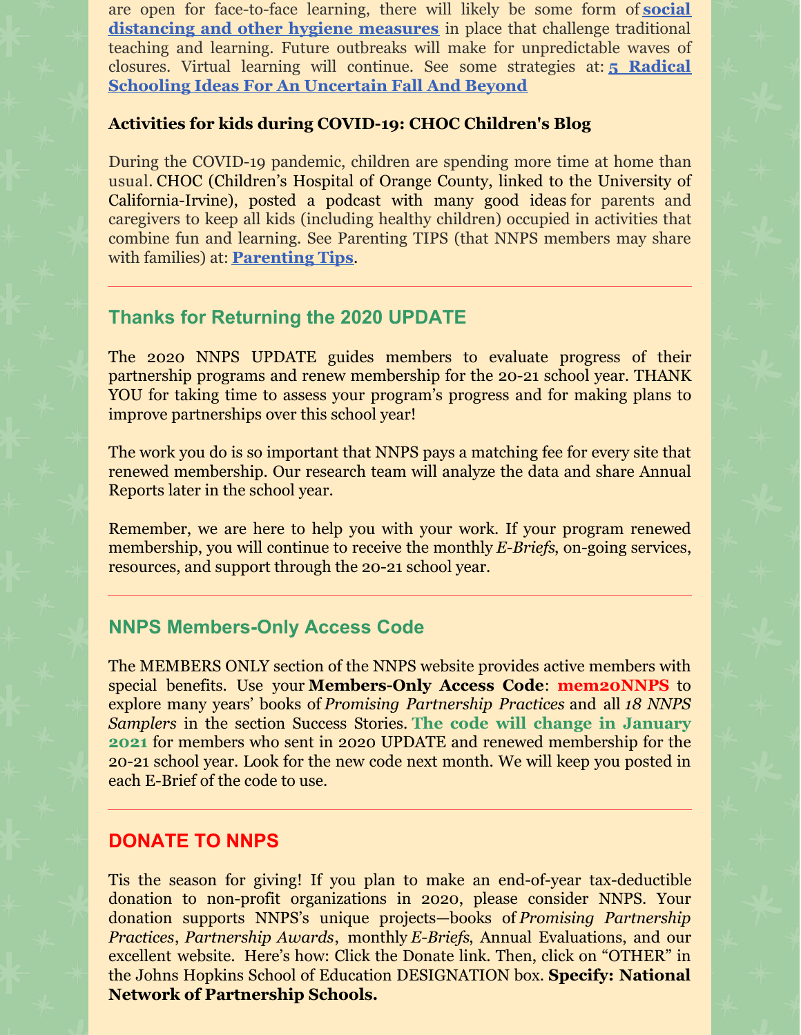are open for face-to-face learning, there will likely be some form of **social distancing and other hygiene measures** in place that challenge traditional teaching and learning. Future outbreaks will make for unpredictable waves of closures. Virtual learning will continue. See some strategies at: **5 Radical Schooling Ideas For An Uncertain Fall And Beyond**

**Activities for kids during COVID-19: CHOC Children's Blog**

During the COVID-19 pandemic, children are spending more time at home than usual. CHOC (Children's Hospital of Orange County, linked to the University of California-Irvine), posted a podcast with many good ideas for parents and caregivers to keep all kids (including healthy children) occupied in activities that combine fun and learning. See Parenting TIPS (that NNPS members may share with families) at: **Parenting Tips**.

---

## Thanks for Returning the 2020 UPDATE

The 2020 NNPS UPDATE guides members to evaluate progress of their partnership programs and renew membership for the 20-21 school year. THANK YOU for taking time to assess your program's progress and for making plans to improve partnerships over this school year!

The work you do is so important that NNPS pays a matching fee for every site that renewed membership. Our research team will analyze the data and share Annual Reports later in the school year.

Remember, we are here to help you with your work. If your program renewed membership, you will continue to receive the monthly *E-Briefs*, on-going services, resources, and support through the 20-21 school year.

---

## NNPS Members-Only Access Code

The MEMBERS ONLY section of the NNPS website provides active members with special benefits. Use your **Members-Only Access Code**: **mem20NNPS** to explore many years' books of *Promising Partnership Practices* and all *18 NNPS Samplers* in the section Success Stories. **The code will change in January 2021** for members who sent in 2020 UPDATE and renewed membership for the 20-21 school year. Look for the new code next month. We will keep you posted in each E-Brief of the code to use.

---

## DONATE TO NNPS

Tis the season for giving! If you plan to make an end-of-year tax-deductible donation to non-profit organizations in 2020, please consider NNPS. Your donation supports NNPS's unique projects—books of *Promising Partnership Practices*, *Partnership Awards*, monthly *E-Briefs*, Annual Evaluations, and our excellent website. Here's how: Click the Donate link. Then, click on "OTHER" in the Johns Hopkins School of Education DESIGNATION box. **Specify: National Network of Partnership Schools.**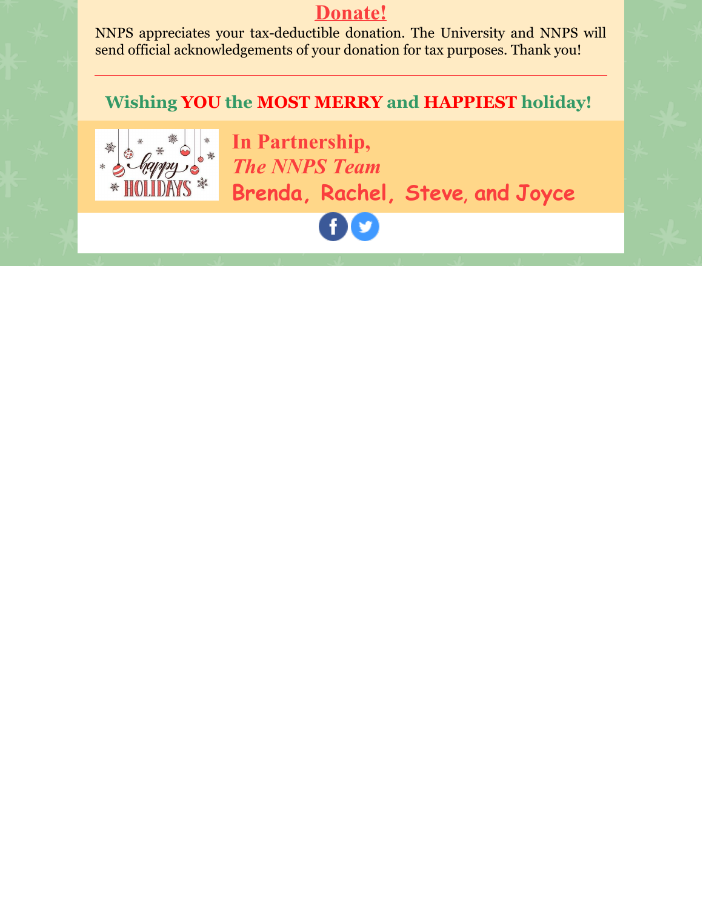## Donate!

NNPS appreciates your tax-deductible donation. The University and NNPS will send official acknowledgements of your donation for tax purposes. Thank you!

---

**Wishing YOU the MOST MERRY and HAPPIEST holiday!**

**In Partnership,**
***The NNPS Team***
**Brenda, Rachel, Steve, and Joyce**